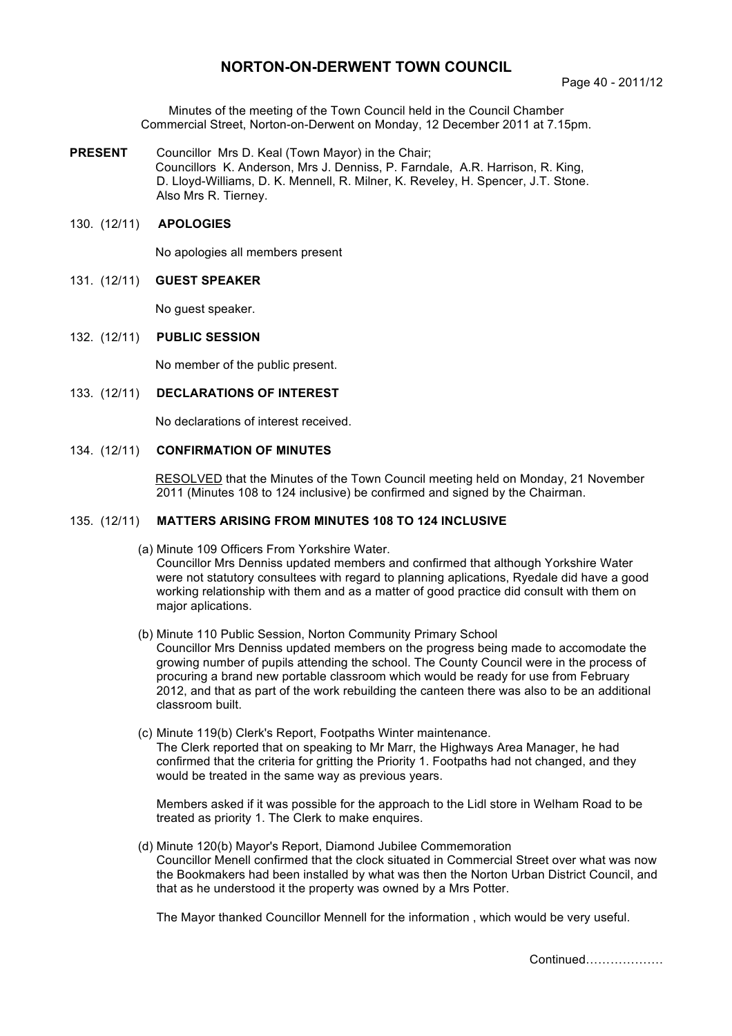# NORTON-ON-DERWENT TOWN COUNCIL

Minutes of the meeting of the Town Council held in the Council Chamber Commercial Street, Norton-on-Derwent on Monday, 12 December 2011 at 7.15pm.

**PRESENT** Councillor Mrs D. Keal (Town Mayor) in the Chair;
Councillors K. Anderson, Mrs J. Denniss, P. Farndale, A.R. Harrison, R. King, D. Lloyd-Williams, D. K. Mennell, R. Milner, K. Reveley, H. Spencer, J.T. Stone.
Also Mrs R. Tierney.

130. (12/11) **APOLOGIES**

No apologies all members present

131. (12/11) **GUEST SPEAKER**

No guest speaker.

132. (12/11) **PUBLIC SESSION**

No member of the public present.

133. (12/11) **DECLARATIONS OF INTEREST**

No declarations of interest received.

134. (12/11) **CONFIRMATION OF MINUTES**

RESOLVED that the Minutes of the Town Council meeting held on Monday, 21 November 2011 (Minutes 108 to 124 inclusive) be confirmed and signed by the Chairman.

135. (12/11) **MATTERS ARISING FROM MINUTES 108 TO 124 INCLUSIVE**

(a) Minute 109 Officers From Yorkshire Water.
Councillor Mrs Denniss updated members and confirmed that although Yorkshire Water were not statutory consultees with regard to planning aplications, Ryedale did have a good working relationship with them and as a matter of good practice did consult with them on major aplications.

(b) Minute 110 Public Session, Norton Community Primary School
Councillor Mrs Denniss updated members on the progress being made to accomodate the growing number of pupils attending the school. The County Council were in the process of procuring a brand new portable classroom which would be ready for use from February 2012, and that as part of the work rebuilding the canteen there was also to be an additional classroom built.

(c) Minute 119(b) Clerk's Report, Footpaths Winter maintenance.
The Clerk reported that on speaking to Mr Marr, the Highways Area Manager, he had confirmed that the criteria for gritting the Priority 1. Footpaths had not changed, and they would be treated in the same way as previous years.

Members asked if it was possible for the approach to the Lidl store in Welham Road to be treated as priority 1. The Clerk to make enquires.

(d) Minute 120(b) Mayor's Report, Diamond Jubilee Commemoration
Councillor Menell confirmed that the clock situated in Commercial Street over what was now the Bookmakers had been installed by what was then the Norton Urban District Council, and that as he understood it the property was owned by a Mrs Potter.

The Mayor thanked Councillor Mennell for the information , which would be very useful.

Continued……………….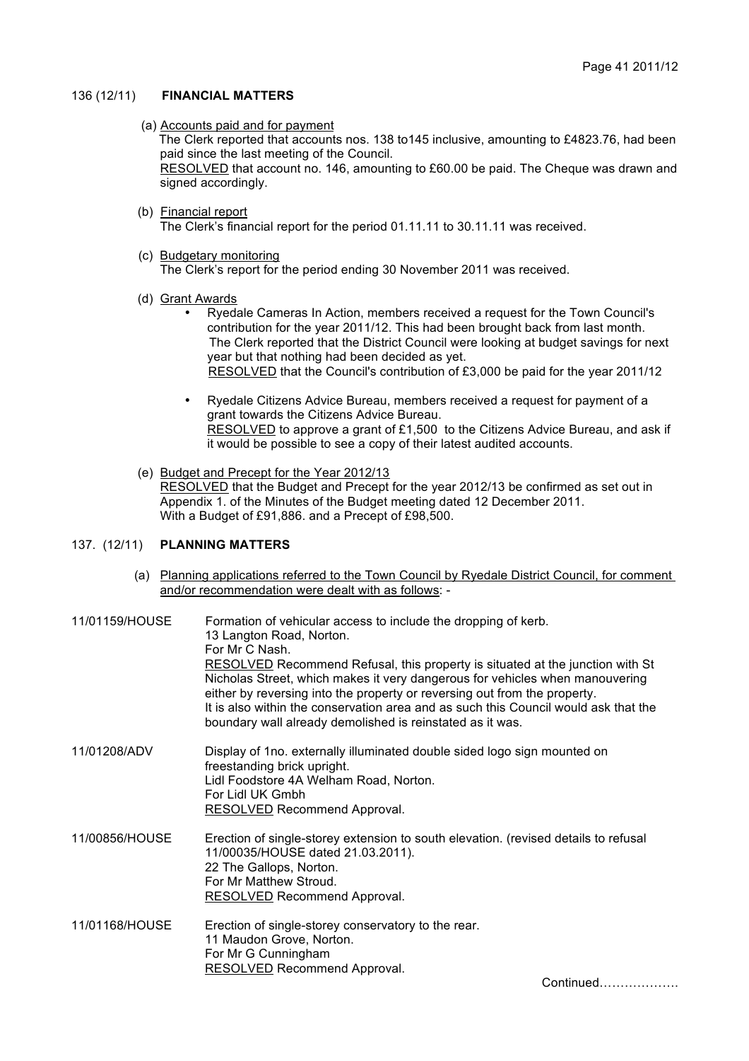## 136 (12/11) FINANCIAL MATTERS

(a) Accounts paid and for payment

The Clerk reported that accounts nos. 138 to145 inclusive, amounting to £4823.76, had been paid since the last meeting of the Council.

RESOLVED that account no. 146, amounting to £60.00 be paid. The Cheque was drawn and signed accordingly.

(b) Financial report

The Clerk's financial report for the period 01.11.11 to 30.11.11 was received.

(c) Budgetary monitoring

The Clerk's report for the period ending 30 November 2011 was received.

(d) Grant Awards

- Ryedale Cameras In Action, members received a request for the Town Council's contribution for the year 2011/12. This had been brought back from last month. The Clerk reported that the District Council were looking at budget savings for next year but that nothing had been decided as yet.
  RESOLVED that the Council's contribution of £3,000 be paid for the year 2011/12

- Ryedale Citizens Advice Bureau, members received a request for payment of a grant towards the Citizens Advice Bureau.
  RESOLVED to approve a grant of £1,500 to the Citizens Advice Bureau, and ask if it would be possible to see a copy of their latest audited accounts.

(e) Budget and Precept for the Year 2012/13

RESOLVED that the Budget and Precept for the year 2012/13 be confirmed as set out in Appendix 1. of the Minutes of the Budget meeting dated 12 December 2011.
With a Budget of £91,886. and a Precept of £98,500.

## 137. (12/11) PLANNING MATTERS

(a) Planning applications referred to the Town Council by Ryedale District Council, for comment and/or recommendation were dealt with as follows: -

**11/01159/HOUSE**
Formation of vehicular access to include the dropping of kerb.
13 Langton Road, Norton.
For Mr C Nash.
RESOLVED Recommend Refusal, this property is situated at the junction with St Nicholas Street, which makes it very dangerous for vehicles when manouvering either by reversing into the property or reversing out from the property.
It is also within the conservation area and as such this Council would ask that the boundary wall already demolished is reinstated as it was.

**11/01208/ADV**
Display of 1no. externally illuminated double sided logo sign mounted on freestanding brick upright.
Lidl Foodstore 4A Welham Road, Norton.
For Lidl UK Gmbh
RESOLVED Recommend Approval.

**11/00856/HOUSE**
Erection of single-storey extension to south elevation. (revised details to refusal 11/00035/HOUSE dated 21.03.2011).
22 The Gallops, Norton.
For Mr Matthew Stroud.
RESOLVED Recommend Approval.

**11/01168/HOUSE**
Erection of single-storey conservatory to the rear.
11 Maudon Grove, Norton.
For Mr G Cunningham
RESOLVED Recommend Approval.

Continued……………….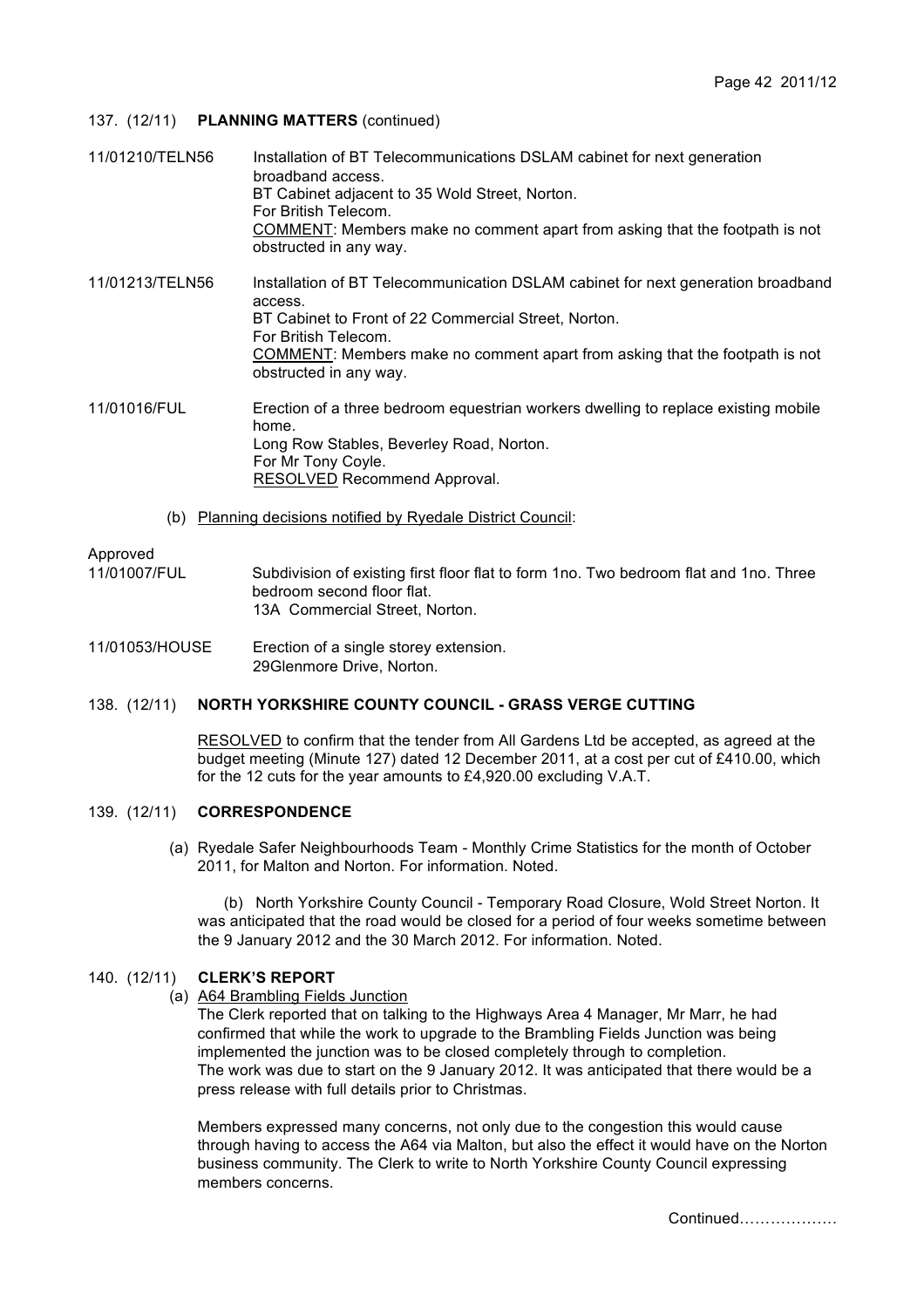## 137. (12/11) **PLANNING MATTERS** (continued)

**11/01210/TELN56**
Installation of BT Telecommunications DSLAM cabinet for next generation broadband access.
BT Cabinet adjacent to 35 Wold Street, Norton.
For British Telecom.
COMMENT: Members make no comment apart from asking that the footpath is not obstructed in any way.

**11/01213/TELN56**
Installation of BT Telecommunication DSLAM cabinet for next generation broadband access.
BT Cabinet to Front of 22 Commercial Street, Norton.
For British Telecom.
COMMENT: Members make no comment apart from asking that the footpath is not obstructed in any way.

**11/01016/FUL**
Erection of a three bedroom equestrian workers dwelling to replace existing mobile home.
Long Row Stables, Beverley Road, Norton.
For Mr Tony Coyle.
RESOLVED Recommend Approval.

(b) Planning decisions notified by Ryedale District Council:

Approved

**11/01007/FUL**
Subdivision of existing first floor flat to form 1no. Two bedroom flat and 1no. Three bedroom second floor flat.
13A Commercial Street, Norton.

**11/01053/HOUSE**
Erection of a single storey extension.
29Glenmore Drive, Norton.

## 138. (12/11) **NORTH YORKSHIRE COUNTY COUNCIL - GRASS VERGE CUTTING**

RESOLVED to confirm that the tender from All Gardens Ltd be accepted, as agreed at the budget meeting (Minute 127) dated 12 December 2011, at a cost per cut of £410.00, which for the 12 cuts for the year amounts to £4,920.00 excluding V.A.T.

## 139. (12/11) **CORRESPONDENCE**

(a) Ryedale Safer Neighbourhoods Team - Monthly Crime Statistics for the month of October 2011, for Malton and Norton. For information. Noted.

(b) North Yorkshire County Council - Temporary Road Closure, Wold Street Norton. It was anticipated that the road would be closed for a period of four weeks sometime between the 9 January 2012 and the 30 March 2012. For information. Noted.

## 140. (12/11) **CLERK'S REPORT**

(a) A64 Brambling Fields Junction

The Clerk reported that on talking to the Highways Area 4 Manager, Mr Marr, he had confirmed that while the work to upgrade to the Brambling Fields Junction was being implemented the junction was to be closed completely through to completion.
The work was due to start on the 9 January 2012. It was anticipated that there would be a press release with full details prior to Christmas.

Members expressed many concerns, not only due to the congestion this would cause through having to access the A64 via Malton, but also the effect it would have on the Norton business community. The Clerk to write to North Yorkshire County Council expressing members concerns.

Continued……………….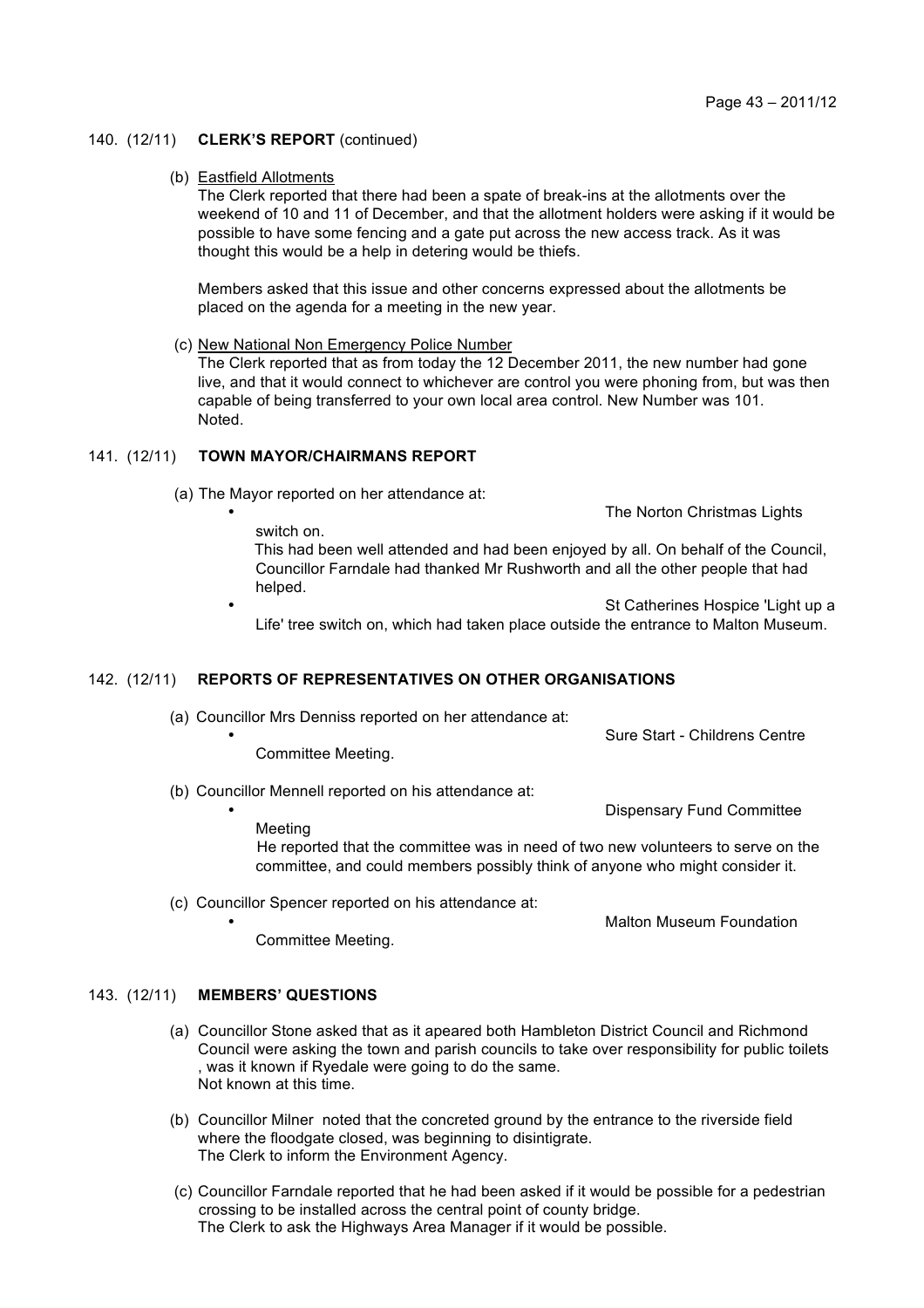140. (12/11) **CLERK'S REPORT** (continued)

(b) Eastfield Allotments

The Clerk reported that there had been a spate of break-ins at the allotments over the weekend of 10 and 11 of December, and that the allotment holders were asking if it would be possible to have some fencing and a gate put across the new access track. As it was thought this would be a help in detering would be thiefs.

Members asked that this issue and other concerns expressed about the allotments be placed on the agenda for a meeting in the new year.

(c) New National Non Emergency Police Number

The Clerk reported that as from today the 12 December 2011, the new number had gone live, and that it would connect to whichever are control you were phoning from, but was then capable of being transferred to your own local area control. New Number was 101.
Noted.

141. (12/11) **TOWN MAYOR/CHAIRMANS REPORT**

(a) The Mayor reported on her attendance at:

- The Norton Christmas Lights switch on.
  This had been well attended and had been enjoyed by all. On behalf of the Council, Councillor Farndale had thanked Mr Rushworth and all the other people that had helped.
- St Catherines Hospice 'Light up a Life' tree switch on, which had taken place outside the entrance to Malton Museum.

142. (12/11) **REPORTS OF REPRESENTATIVES ON OTHER ORGANISATIONS**

(a) Councillor Mrs Denniss reported on her attendance at:

- Sure Start - Childrens Centre Committee Meeting.

(b) Councillor Mennell reported on his attendance at:

- Dispensary Fund Committee Meeting
  He reported that the committee was in need of two new volunteers to serve on the committee, and could members possibly think of anyone who might consider it.

(c) Councillor Spencer reported on his attendance at:

- Malton Museum Foundation Committee Meeting.

143. (12/11) **MEMBERS' QUESTIONS**

(a) Councillor Stone asked that as it apeared both Hambleton District Council and Richmond Council were asking the town and parish councils to take over responsibility for public toilets , was it known if Ryedale were going to do the same.
Not known at this time.

(b) Councillor Milner noted that the concreted ground by the entrance to the riverside field where the floodgate closed, was beginning to disintigrate.
The Clerk to inform the Environment Agency.

(c) Councillor Farndale reported that he had been asked if it would be possible for a pedestrian crossing to be installed across the central point of county bridge.
The Clerk to ask the Highways Area Manager if it would be possible.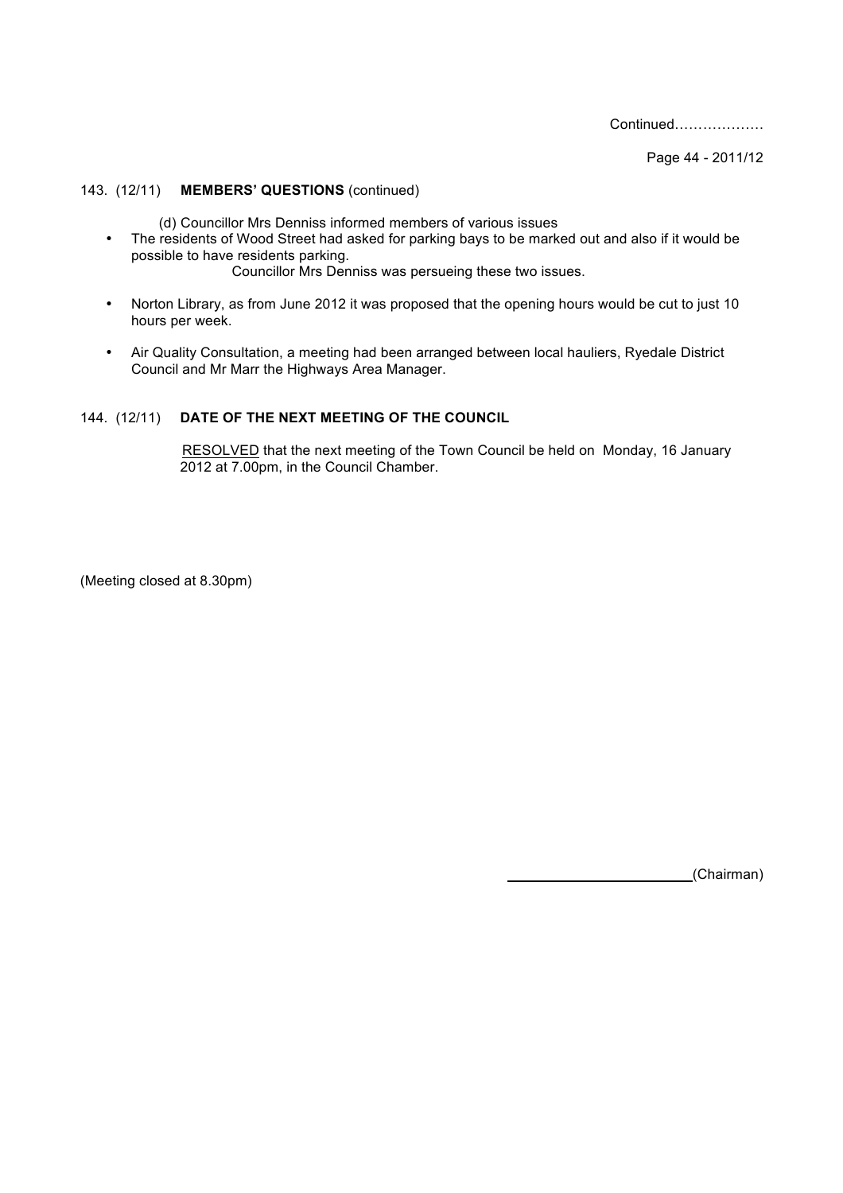Continued………………

Page 44 - 2011/12

143. (12/11) **MEMBERS' QUESTIONS** (continued)

(d) Councillor Mrs Denniss informed members of various issues

- The residents of Wood Street had asked for parking bays to be marked out and also if it would be possible to have residents parking.
  Councillor Mrs Denniss was persueing these two issues.
- Norton Library, as from June 2012 it was proposed that the opening hours would be cut to just 10 hours per week.
- Air Quality Consultation, a meeting had been arranged between local hauliers, Ryedale District Council and Mr Marr the Highways Area Manager.

144. (12/11) **DATE OF THE NEXT MEETING OF THE COUNCIL**

<u>RESOLVED</u> that the next meeting of the Town Council be held on Monday, 16 January 2012 at 7.00pm, in the Council Chamber.

(Meeting closed at 8.30pm)

\_\_\_\_\_\_\_\_\_\_\_\_\_\_\_\_\_\_\_\_\_\_\_\_(Chairman)